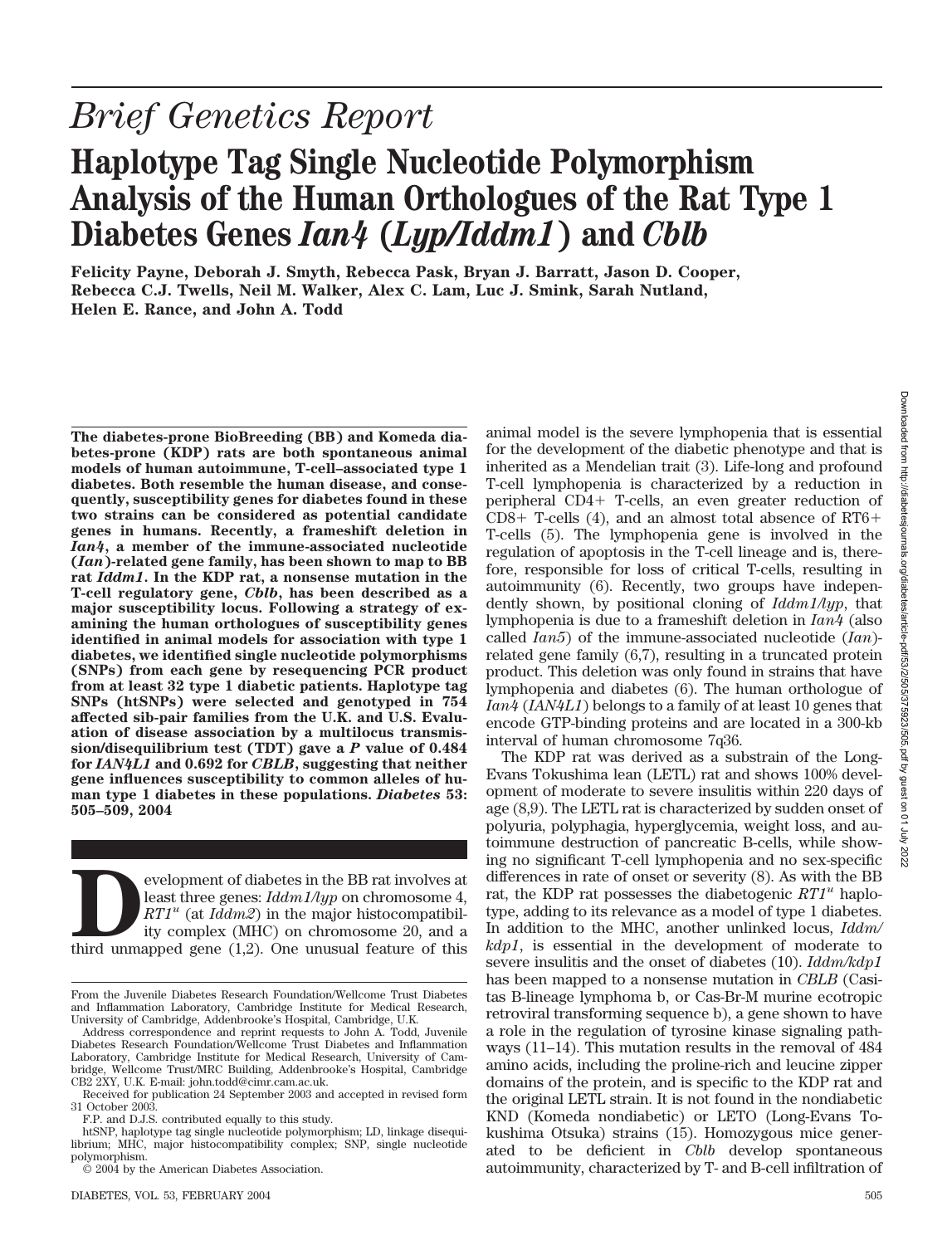# *Brief Genetics Report*

# Haplotype Tag Single Nucleotide Polymorphism Analysis of the Human Orthologues of the Rat Type 1 Diabetes Genes *Ian4* (*Lyp/Iddm1*) and *Cblb*

**Felicity Payne, Deborah J. Smyth, Rebecca Pask, Bryan J. Barratt, Jason D. Cooper, Rebecca C.J. Twells, Neil M. Walker, Alex C. Lam, Luc J. Smink, Sarah Nutland, Helen E. Rance, and John A. Todd**

**The diabetes-prone BioBreeding (BB) and Komeda diabetes-prone (KDP) rats are both spontaneous animal models of human autoimmune, T-cell–associated type 1 diabetes. Both resemble the human disease, and consequently, susceptibility genes for diabetes found in these two strains can be considered as potential candidate genes in humans. Recently, a frameshift deletion in *Ian4*, a member of the immune-associated nucleotide (*Ian*)-related gene family, has been shown to map to BB rat *Iddm1*. In the KDP rat, a nonsense mutation in the T-cell regulatory gene, *Cblb*, has been described as a major susceptibility locus. Following a strategy of examining the human orthologues of susceptibility genes identified in animal models for association with type 1 diabetes, we identified single nucleotide polymorphisms (SNPs) from each gene by resequencing PCR product from at least 32 type 1 diabetic patients. Haplotype tag SNPs (htSNPs) were selected and genotyped in 754 affected sib-pair families from the U.K. and U.S. Evaluation of disease association by a multilocus transmission/disequilibrium test (TDT) gave a *P* value of 0.484 for *IAN4L1* and 0.692 for *CBLB*, suggesting that neither gene influences susceptibility to common alleles of human type 1 diabetes in these populations. *Diabetes* 53: 505–509, 2004**

Development of diabetes in the BB rat involves at least three genes: *Iddm1/lyp* on chromosome 4, *RT1*$^{u}$ (at *Iddm2*) in the major histocompatibility complex (MHC) on chromosome 20, and a third unmapped gene (1,2). One unusual feature of this animal model is the severe lymphopenia that is essential for the development of the diabetic phenotype and that is inherited as a Mendelian trait (3). Life-long and profound T-cell lymphopenia is characterized by a reduction in peripheral CD4+ T-cells, an even greater reduction of CD8+ T-cells (4), and an almost total absence of RT6+ T-cells (5). The lymphopenia gene is involved in the regulation of apoptosis in the T-cell lineage and is, therefore, responsible for loss of critical T-cells, resulting in autoimmunity (6). Recently, two groups have independently shown, by positional cloning of *Iddm1/lyp*, that lymphopenia is due to a frameshift deletion in *Ian4* (also called *Ian5*) of the immune-associated nucleotide (*Ian*)-related gene family (6,7), resulting in a truncated protein product. This deletion was only found in strains that have lymphopenia and diabetes (6). The human orthologue of *Ian4* (*IAN4L1*) belongs to a family of at least 10 genes that encode GTP-binding proteins and are located in a 300-kb interval of human chromosome 7q36.

The KDP rat was derived as a substrain of the Long-Evans Tokushima lean (LETL) rat and shows 100% development of moderate to severe insulitis within 220 days of age (8,9). The LETL rat is characterized by sudden onset of polyuria, polyphagia, hyperglycemia, weight loss, and autoimmune destruction of pancreatic B-cells, while showing no significant T-cell lymphopenia and no sex-specific differences in rate of onset or severity (8). As with the BB rat, the KDP rat possesses the diabetogenic *RT1*$^{u}$ haplotype, adding to its relevance as a model of type 1 diabetes. In addition to the MHC, another unlinked locus, *Iddm/kdp1*, is essential in the development of moderate to severe insulitis and the onset of diabetes (10). *Iddm/kdp1* has been mapped to a nonsense mutation in *CBLB* (Casitas B-lineage lymphoma b, or Cas-Br-M murine ecotropic retroviral transforming sequence b), a gene shown to have a role in the regulation of tyrosine kinase signaling pathways (11–14). This mutation results in the removal of 484 amino acids, including the proline-rich and leucine zipper domains of the protein, and is specific to the KDP rat and the original LETL strain. It is not found in the nondiabetic KND (Komeda nondiabetic) or LETO (Long-Evans Tokushima Otsuka) strains (15). Homozygous mice generated to be deficient in *Cblb* develop spontaneous autoimmunity, characterized by T- and B-cell infiltration of

From the Juvenile Diabetes Research Foundation/Wellcome Trust Diabetes and Inflammation Laboratory, Cambridge Institute for Medical Research, University of Cambridge, Addenbrooke's Hospital, Cambridge, U.K.

Address correspondence and reprint requests to John A. Todd, Juvenile Diabetes Research Foundation/Wellcome Trust Diabetes and Inflammation Laboratory, Cambridge Institute for Medical Research, University of Cambridge, Wellcome Trust/MRC Building, Addenbrooke's Hospital, Cambridge CB2 2XY, U.K. E-mail: john.todd@cimr.cam.ac.uk.

Received for publication 24 September 2003 and accepted in revised form 31 October 2003.

F.P. and D.J.S. contributed equally to this study.

htSNP, haplotype tag single nucleotide polymorphism; LD, linkage disequilibrium; MHC, major histocompatibility complex; SNP, single nucleotide polymorphism.

© 2004 by the American Diabetes Association.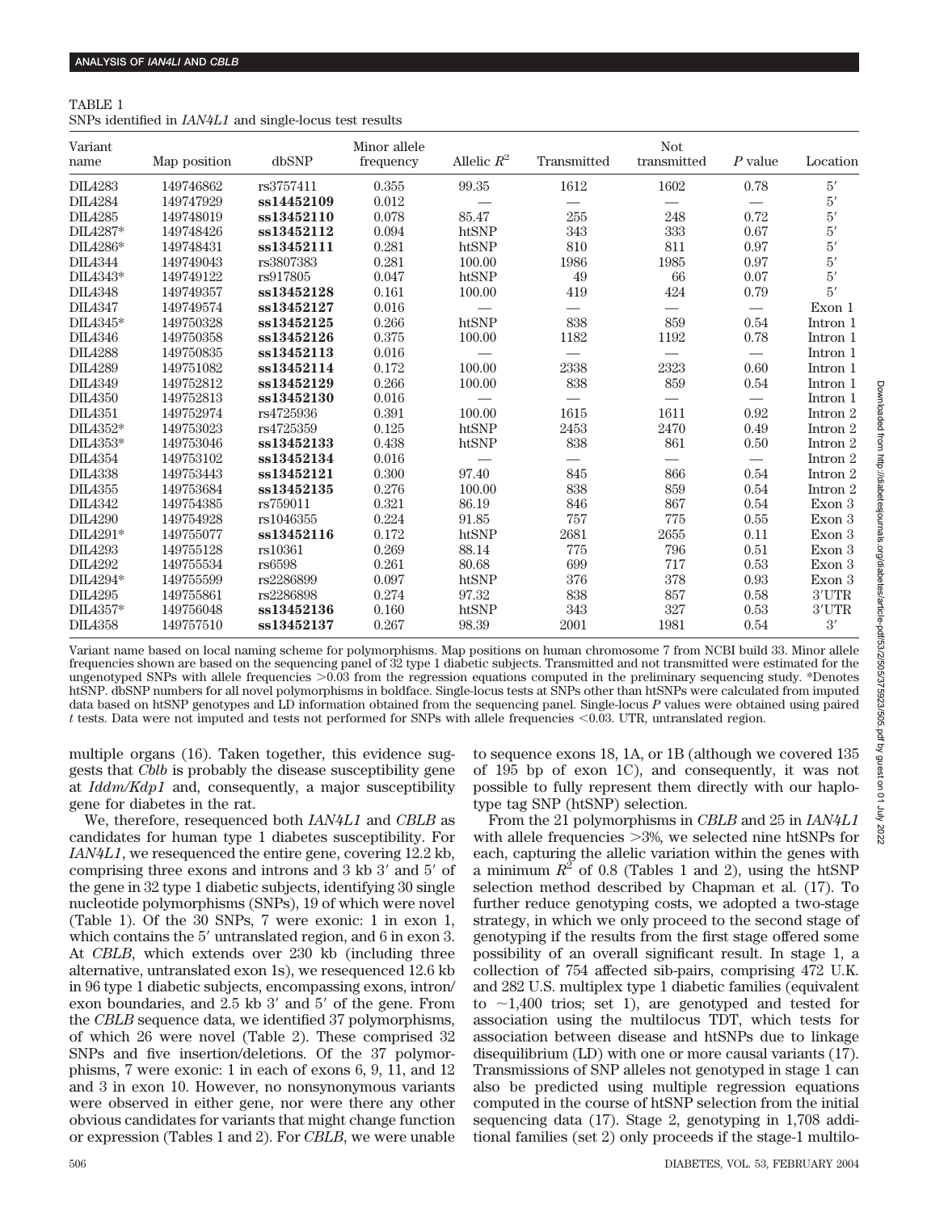TABLE 1
SNPs identified in *IAN4L1* and single-locus test results

| Variant name | Map position | dbSNP | Minor allele frequency | Allelic $R^2$ | Transmitted | Not transmitted | $P$ value | Location |
|---|---|---|---|---|---|---|---|---|
| DIL4283 | 149746862 | rs3757411 | 0.355 | 99.35 | 1612 | 1602 | 0.78 | 5′ |
| DIL4284 | 149747929 | **ss14452109** | 0.012 | — | — | — | — | 5′ |
| DIL4285 | 149748019 | **ss13452110** | 0.078 | 85.47 | 255 | 248 | 0.72 | 5′ |
| DIL4287* | 149748426 | **ss13452112** | 0.094 | htSNP | 343 | 333 | 0.67 | 5′ |
| DIL4286* | 149748431 | **ss13452111** | 0.281 | htSNP | 810 | 811 | 0.97 | 5′ |
| DIL4344 | 149749043 | rs3807383 | 0.281 | 100.00 | 1986 | 1985 | 0.97 | 5′ |
| DIL4343* | 149749122 | rs917805 | 0.047 | htSNP | 49 | 66 | 0.07 | 5′ |
| DIL4348 | 149749357 | **ss13452128** | 0.161 | 100.00 | 419 | 424 | 0.79 | 5′ |
| DIL4347 | 149749574 | **ss13452127** | 0.016 | — | — | — | — | Exon 1 |
| DIL4345* | 149750328 | **ss13452125** | 0.266 | htSNP | 838 | 859 | 0.54 | Intron 1 |
| DIL4346 | 149750358 | **ss13452126** | 0.375 | 100.00 | 1182 | 1192 | 0.78 | Intron 1 |
| DIL4288 | 149750835 | **ss13452113** | 0.016 | — | — | — | — | Intron 1 |
| DIL4289 | 149751082 | **ss13452114** | 0.172 | 100.00 | 2338 | 2323 | 0.60 | Intron 1 |
| DIL4349 | 149752812 | **ss13452129** | 0.266 | 100.00 | 838 | 859 | 0.54 | Intron 1 |
| DIL4350 | 149752813 | **ss13452130** | 0.016 | — | — | — | — | Intron 1 |
| DIL4351 | 149752974 | rs4725936 | 0.391 | 100.00 | 1615 | 1611 | 0.92 | Intron 2 |
| DIL4352* | 149753023 | rs4725359 | 0.125 | htSNP | 2453 | 2470 | 0.49 | Intron 2 |
| DIL4353* | 149753046 | **ss13452133** | 0.438 | htSNP | 838 | 861 | 0.50 | Intron 2 |
| DIL4354 | 149753102 | **ss13452134** | 0.016 | — | — | — | — | Intron 2 |
| DIL4338 | 149753443 | **ss13452121** | 0.300 | 97.40 | 845 | 866 | 0.54 | Intron 2 |
| DIL4355 | 149753684 | **ss13452135** | 0.276 | 100.00 | 838 | 859 | 0.54 | Intron 2 |
| DIL4342 | 149754385 | rs759011 | 0.321 | 86.19 | 846 | 867 | 0.54 | Exon 3 |
| DIL4290 | 149754928 | rs1046355 | 0.224 | 91.85 | 757 | 775 | 0.55 | Exon 3 |
| DIL4291* | 149755077 | **ss13452116** | 0.172 | htSNP | 2681 | 2655 | 0.11 | Exon 3 |
| DIL4293 | 149755128 | rs10361 | 0.269 | 88.14 | 775 | 796 | 0.51 | Exon 3 |
| DIL4292 | 149755534 | rs6598 | 0.261 | 80.68 | 699 | 717 | 0.53 | Exon 3 |
| DIL4294* | 149755599 | rs2286899 | 0.097 | htSNP | 376 | 378 | 0.93 | Exon 3 |
| DIL4295 | 149755861 | rs2286898 | 0.274 | 97.32 | 838 | 857 | 0.58 | 3′UTR |
| DIL4357* | 149756048 | **ss13452136** | 0.160 | htSNP | 343 | 327 | 0.53 | 3′UTR |
| DIL4358 | 149757510 | **ss13452137** | 0.267 | 98.39 | 2001 | 1981 | 0.54 | 3′ |

Variant name based on local naming scheme for polymorphisms. Map positions on human chromosome 7 from NCBI build 33. Minor allele frequencies shown are based on the sequencing panel of 32 type 1 diabetic subjects. Transmitted and not transmitted were estimated for the ungenotyped SNPs with allele frequencies >0.03 from the regression equations computed in the preliminary sequencing study. *Denotes htSNP. dbSNP numbers for all novel polymorphisms in boldface. Single-locus tests at SNPs other than htSNPs were calculated from imputed data based on htSNP genotypes and LD information obtained from the sequencing panel. Single-locus *P* values were obtained using paired *t* tests. Data were not imputed and tests not performed for SNPs with allele frequencies <0.03. UTR, untranslated region.

multiple organs (16). Taken together, this evidence suggests that *Cblb* is probably the disease susceptibility gene at *Iddm/Kdp1* and, consequently, a major susceptibility gene for diabetes in the rat.

We, therefore, resequenced both *IAN4L1* and *CBLB* as candidates for human type 1 diabetes susceptibility. For *IAN4L1*, we resequenced the entire gene, covering 12.2 kb, comprising three exons and introns and 3 kb 3′ and 5′ of the gene in 32 type 1 diabetic subjects, identifying 30 single nucleotide polymorphisms (SNPs), 19 of which were novel (Table 1). Of the 30 SNPs, 7 were exonic: 1 in exon 1, which contains the 5′ untranslated region, and 6 in exon 3. At *CBLB*, which extends over 230 kb (including three alternative, untranslated exon 1s), we resequenced 12.6 kb in 96 type 1 diabetic subjects, encompassing exons, intron/exon boundaries, and 2.5 kb 3′ and 5′ of the gene. From the *CBLB* sequence data, we identified 37 polymorphisms, of which 26 were novel (Table 2). These comprised 32 SNPs and five insertion/deletions. Of the 37 polymorphisms, 7 were exonic: 1 in each of exons 6, 9, 11, and 12 and 3 in exon 10. However, no nonsynonymous variants were observed in either gene, nor were there any other obvious candidates for variants that might change function or expression (Tables 1 and 2). For *CBLB*, we were unable to sequence exons 18, 1A, or 1B (although we covered 135 of 195 bp of exon 1C), and consequently, it was not possible to fully represent them directly with our haplotype tag SNP (htSNP) selection.

From the 21 polymorphisms in *CBLB* and 25 in *IAN4L1* with allele frequencies >3%, we selected nine htSNPs for each, capturing the allelic variation within the genes with a minimum $R^2$ of 0.8 (Tables 1 and 2), using the htSNP selection method described by Chapman et al. (17). To further reduce genotyping costs, we adopted a two-stage strategy, in which we only proceed to the second stage of genotyping if the results from the first stage offered some possibility of an overall significant result. In stage 1, a collection of 754 affected sib-pairs, comprising 472 U.K. and 282 U.S. multiplex type 1 diabetic families (equivalent to ~1,400 trios; set 1), are genotyped and tested for association using the multilocus TDT, which tests for association between disease and htSNPs due to linkage disequilibrium (LD) with one or more causal variants (17). Transmissions of SNP alleles not genotyped in stage 1 can also be predicted using multiple regression equations computed in the course of htSNP selection from the initial sequencing data (17). Stage 2, genotyping in 1,708 additional families (set 2) only proceeds if the stage-1 multilo-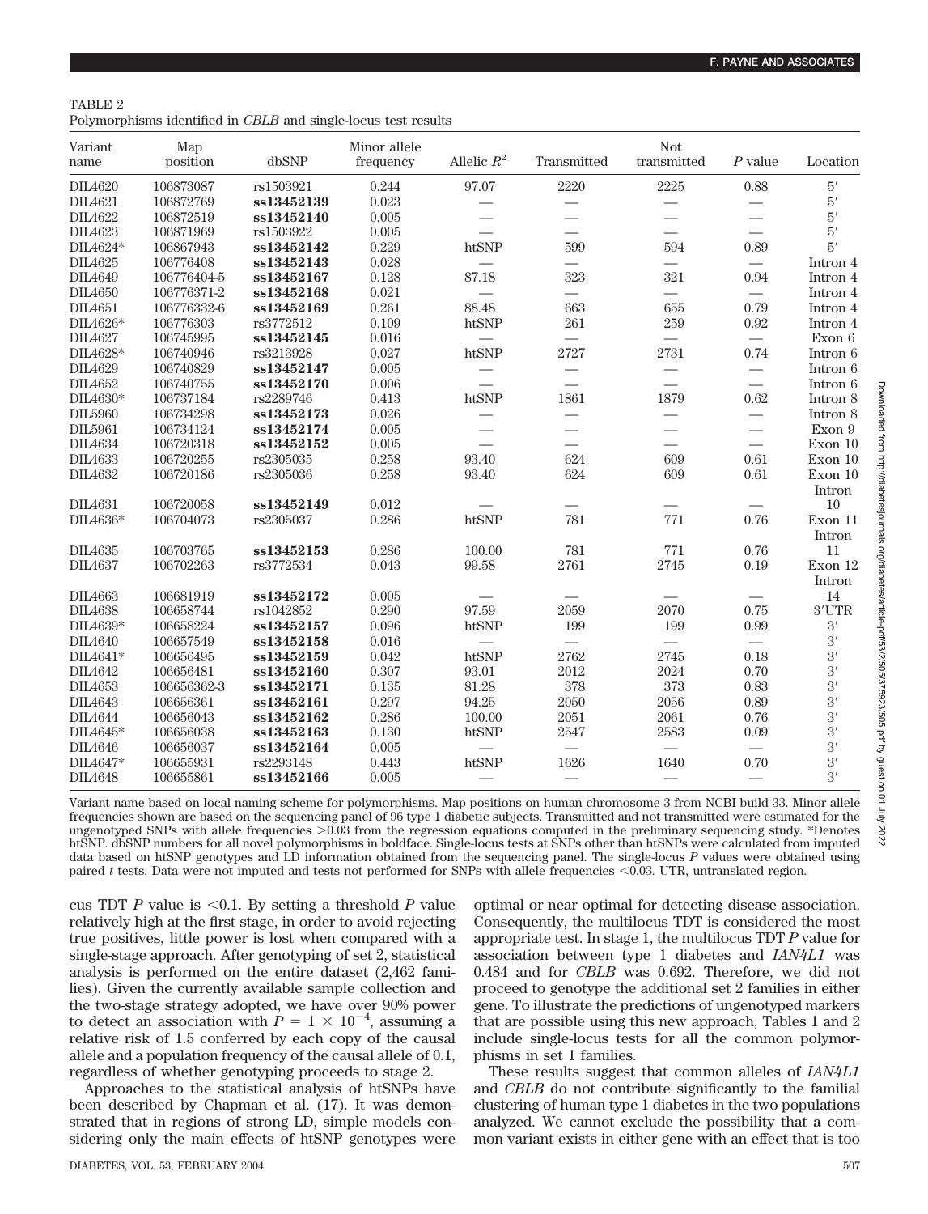TABLE 2
Polymorphisms identified in *CBLB* and single-locus test results

| Variant name | Map position | dbSNP | Minor allele frequency | Allelic $R^2$ | Transmitted | Not transmitted | $P$ value | Location |
|---|---|---|---|---|---|---|---|---|
| DIL4620 | 106873087 | rs1503921 | 0.244 | 97.07 | 2220 | 2225 | 0.88 | 5′ |
| DIL4621 | 106872769 | **ss13452139** | 0.023 | — | — | — | — | 5′ |
| DIL4622 | 106872519 | **ss13452140** | 0.005 | — | — | — | — | 5′ |
| DIL4623 | 106871969 | rs1503922 | 0.005 | — | — | — | — | 5′ |
| DIL4624* | 106867943 | **ss13452142** | 0.229 | htSNP | 599 | 594 | 0.89 | 5′ |
| DIL4625 | 106776408 | **ss13452143** | 0.028 | — | — | — | — | Intron 4 |
| DIL4649 | 106776404-5 | **ss13452167** | 0.128 | 87.18 | 323 | 321 | 0.94 | Intron 4 |
| DIL4650 | 106776371-2 | **ss13452168** | 0.021 | — | — | — | — | Intron 4 |
| DIL4651 | 106776332-6 | **ss13452169** | 0.261 | 88.48 | 663 | 655 | 0.79 | Intron 4 |
| DIL4626* | 106776303 | rs3772512 | 0.109 | htSNP | 261 | 259 | 0.92 | Intron 4 |
| DIL4627 | 106745995 | **ss13452145** | 0.016 | — | — | — | — | Exon 6 |
| DIL4628* | 106740946 | rs3213928 | 0.027 | htSNP | 2727 | 2731 | 0.74 | Intron 6 |
| DIL4629 | 106740829 | **ss13452147** | 0.005 | — | — | — | — | Intron 6 |
| DIL4652 | 106740755 | **ss13452170** | 0.006 | — | — | — | — | Intron 6 |
| DIL4630* | 106737184 | rs2289746 | 0.413 | htSNP | 1861 | 1879 | 0.62 | Intron 8 |
| DIL5960 | 106734298 | **ss13452173** | 0.026 | — | — | — | — | Intron 8 |
| DIL5961 | 106734124 | **ss13452174** | 0.005 | — | — | — | — | Exon 9 |
| DIL4634 | 106720318 | **ss13452152** | 0.005 | — | — | — | — | Exon 10 |
| DIL4633 | 106720255 | rs2305035 | 0.258 | 93.40 | 624 | 609 | 0.61 | Exon 10 |
| DIL4632 | 106720186 | rs2305036 | 0.258 | 93.40 | 624 | 609 | 0.61 | Exon 10 |
| DIL4631 | 106720058 | **ss13452149** | 0.012 | — | — | — | — | Intron 10 |
| DIL4636* | 106704073 | rs2305037 | 0.286 | htSNP | 781 | 771 | 0.76 | Exon 11 |
| DIL4635 | 106703765 | **ss13452153** | 0.286 | 100.00 | 781 | 771 | 0.76 | Intron 11 |
| DIL4637 | 106702263 | rs3772534 | 0.043 | 99.58 | 2761 | 2745 | 0.19 | Exon 12 |
| DIL4663 | 106681919 | **ss13452172** | 0.005 | — | — | — | — | Intron 14 |
| DIL4638 | 106658744 | rs1042852 | 0.290 | 97.59 | 2059 | 2070 | 0.75 | 3′UTR |
| DIL4639* | 106658224 | **ss13452157** | 0.096 | htSNP | 199 | 199 | 0.99 | 3′ |
| DIL4640 | 106657549 | **ss13452158** | 0.016 | — | — | — | — | 3′ |
| DIL4641* | 106656495 | **ss13452159** | 0.042 | htSNP | 2762 | 2745 | 0.18 | 3′ |
| DIL4642 | 106656481 | **ss13452160** | 0.307 | 93.01 | 2012 | 2024 | 0.70 | 3′ |
| DIL4653 | 106656362-3 | **ss13452171** | 0.135 | 81.28 | 378 | 373 | 0.83 | 3′ |
| DIL4643 | 106656361 | **ss13452161** | 0.297 | 94.25 | 2050 | 2056 | 0.89 | 3′ |
| DIL4644 | 106656043 | **ss13452162** | 0.286 | 100.00 | 2051 | 2061 | 0.76 | 3′ |
| DIL4645* | 106656038 | **ss13452163** | 0.130 | htSNP | 2547 | 2583 | 0.09 | 3′ |
| DIL4646 | 106656037 | **ss13452164** | 0.005 | — | — | — | — | 3′ |
| DIL4647* | 106655931 | rs2293148 | 0.443 | htSNP | 1626 | 1640 | 0.70 | 3′ |
| DIL4648 | 106655861 | **ss13452166** | 0.005 | — | — | — | — | 3′ |

Variant name based on local naming scheme for polymorphisms. Map positions on human chromosome 3 from NCBI build 33. Minor allele frequencies shown are based on the sequencing panel of 96 type 1 diabetic subjects. Transmitted and not transmitted were estimated for the ungenotyped SNPs with allele frequencies >0.03 from the regression equations computed in the preliminary sequencing study. *Denotes htSNP. dbSNP numbers for all novel polymorphisms in boldface. Single-locus tests at SNPs other than htSNPs were calculated from imputed data based on htSNP genotypes and LD information obtained from the sequencing panel. The single-locus $P$ values were obtained using paired $t$ tests. Data were not imputed and tests not performed for SNPs with allele frequencies <0.03. UTR, untranslated region.

cus TDT $P$ value is <0.1. By setting a threshold $P$ value relatively high at the first stage, in order to avoid rejecting true positives, little power is lost when compared with a single-stage approach. After genotyping of set 2, statistical analysis is performed on the entire dataset (2,462 families). Given the currently available sample collection and the two-stage strategy adopted, we have over 90% power to detect an association with $P = 1 \times 10^{-4}$, assuming a relative risk of 1.5 conferred by each copy of the causal allele and a population frequency of the causal allele of 0.1, regardless of whether genotyping proceeds to stage 2.

Approaches to the statistical analysis of htSNPs have been described by Chapman et al. (17). It was demonstrated that in regions of strong LD, simple models considering only the main effects of htSNP genotypes were optimal or near optimal for detecting disease association. Consequently, the multilocus TDT is considered the most appropriate test. In stage 1, the multilocus TDT $P$ value for association between type 1 diabetes and *IAN4L1* was 0.484 and for *CBLB* was 0.692. Therefore, we did not proceed to genotype the additional set 2 families in either gene. To illustrate the predictions of ungenotyped markers that are possible using this new approach, Tables 1 and 2 include single-locus tests for all the common polymorphisms in set 1 families.

These results suggest that common alleles of *IAN4L1* and *CBLB* do not contribute significantly to the familial clustering of human type 1 diabetes in the two populations analyzed. We cannot exclude the possibility that a common variant exists in either gene with an effect that is too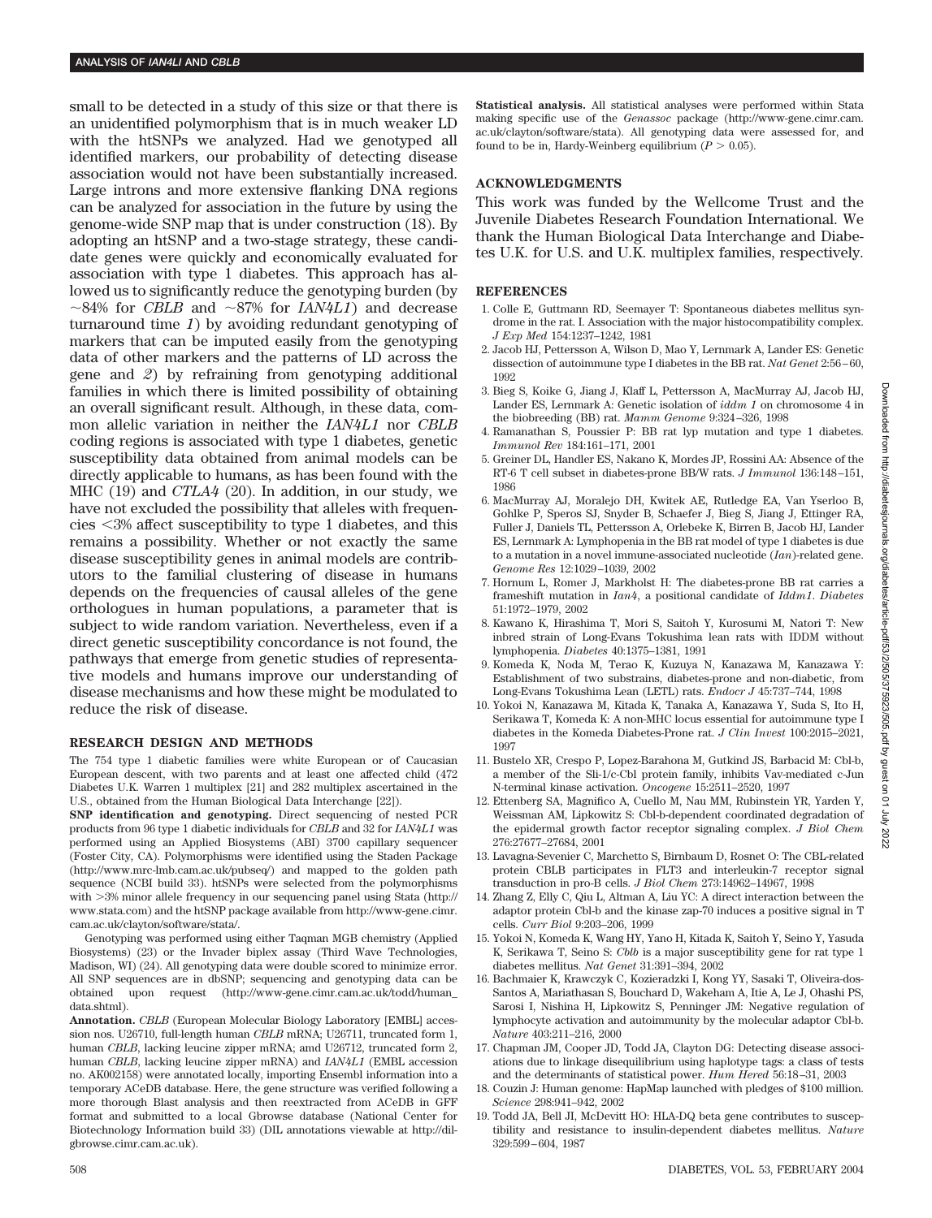small to be detected in a study of this size or that there is an unidentified polymorphism that is in much weaker LD with the htSNPs we analyzed. Had we genotyped all identified markers, our probability of detecting disease association would not have been substantially increased. Large introns and more extensive flanking DNA regions can be analyzed for association in the future by using the genome-wide SNP map that is under construction (18). By adopting an htSNP and a two-stage strategy, these candidate genes were quickly and economically evaluated for association with type 1 diabetes. This approach has allowed us to significantly reduce the genotyping burden (by ~84% for *CBLB* and ~87% for *IAN4L1*) and decrease turnaround time *1*) by avoiding redundant genotyping of markers that can be imputed easily from the genotyping data of other markers and the patterns of LD across the gene and *2*) by refraining from genotyping additional families in which there is limited possibility of obtaining an overall significant result. Although, in these data, common allelic variation in neither the *IAN4L1* nor *CBLB* coding regions is associated with type 1 diabetes, genetic susceptibility data obtained from animal models can be directly applicable to humans, as has been found with the MHC (19) and *CTLA4* (20). In addition, in our study, we have not excluded the possibility that alleles with frequencies <3% affect susceptibility to type 1 diabetes, and this remains a possibility. Whether or not exactly the same disease susceptibility genes in animal models are contributors to the familial clustering of disease in humans depends on the frequencies of causal alleles of the gene orthologues in human populations, a parameter that is subject to wide random variation. Nevertheless, even if a direct genetic susceptibility concordance is not found, the pathways that emerge from genetic studies of representative models and humans improve our understanding of disease mechanisms and how these might be modulated to reduce the risk of disease.

## RESEARCH DESIGN AND METHODS

The 754 type 1 diabetic families were white European or of Caucasian European descent, with two parents and at least one affected child (472 Diabetes U.K. Warren 1 multiplex [21] and 282 multiplex ascertained in the U.S., obtained from the Human Biological Data Interchange [22]).

**SNP identification and genotyping.** Direct sequencing of nested PCR products from 96 type 1 diabetic individuals for *CBLB* and 32 for *IAN4L1* was performed using an Applied Biosystems (ABI) 3700 capillary sequencer (Foster City, CA). Polymorphisms were identified using the Staden Package (http://www.mrc-lmb.cam.ac.uk/pubseq/) and mapped to the golden path sequence (NCBI build 33). htSNPs were selected from the polymorphisms with >3% minor allele frequency in our sequencing panel using Stata (http://www.stata.com) and the htSNP package available from http://www-gene.cimr.cam.ac.uk/clayton/software/stata/.

Genotyping was performed using either Taqman MGB chemistry (Applied Biosystems) (23) or the Invader biplex assay (Third Wave Technologies, Madison, WI) (24). All genotyping data were double scored to minimize error. All SNP sequences are in dbSNP; sequencing and genotyping data can be obtained upon request (http://www-gene.cimr.cam.ac.uk/todd/human_data.shtml).

**Annotation.** *CBLB* (European Molecular Biology Laboratory [EMBL] accession nos. U26710, full-length human *CBLB* mRNA; U26711, truncated form 1, human *CBLB*, lacking leucine zipper mRNA; amd U26712, truncated form 2, human *CBLB*, lacking leucine zipper mRNA) and *IAN4L1* (EMBL accession no. AK002158) were annotated locally, importing Ensembl information into a temporary ACeDB database. Here, the gene structure was verified following a more thorough Blast analysis and then reextracted from ACeDB in GFF format and submitted to a local Gbrowse database (National Center for Biotechnology Information build 33) (DIL annotations viewable at http://dil-gbrowse.cimr.cam.ac.uk).

**Statistical analysis.** All statistical analyses were performed within Stata making specific use of the *Genassoc* package (http://www-gene.cimr.cam.ac.uk/clayton/software/stata). All genotyping data were assessed for, and found to be in, Hardy-Weinberg equilibrium ($P > 0.05$).

## ACKNOWLEDGMENTS

This work was funded by the Wellcome Trust and the Juvenile Diabetes Research Foundation International. We thank the Human Biological Data Interchange and Diabetes U.K. for U.S. and U.K. multiplex families, respectively.

## REFERENCES

1. Colle E, Guttmann RD, Seemayer T: Spontaneous diabetes mellitus syndrome in the rat. I. Association with the major histocompatibility complex. *J Exp Med* 154:1237–1242, 1981
2. Jacob HJ, Pettersson A, Wilson D, Mao Y, Lernmark A, Lander ES: Genetic dissection of autoimmune type I diabetes in the BB rat. *Nat Genet* 2:56–60, 1992
3. Bieg S, Koike G, Jiang J, Klaff L, Pettersson A, MacMurray AJ, Jacob HJ, Lander ES, Lernmark A: Genetic isolation of *iddm 1* on chromosome 4 in the biobreeding (BB) rat. *Mamm Genome* 9:324–326, 1998
4. Ramanathan S, Poussier P: BB rat lyp mutation and type 1 diabetes. *Immunol Rev* 184:161–171, 2001
5. Greiner DL, Handler ES, Nakano K, Mordes JP, Rossini AA: Absence of the RT-6 T cell subset in diabetes-prone BB/W rats. *J Immunol* 136:148–151, 1986
6. MacMurray AJ, Moralejo DH, Kwitek AE, Rutledge EA, Van Yserloo B, Gohlke P, Speros SJ, Snyder B, Schaefer J, Bieg S, Jiang J, Ettinger RA, Fuller J, Daniels TL, Pettersson A, Orlebeke K, Birren B, Jacob HJ, Lander ES, Lernmark A: Lymphopenia in the BB rat model of type 1 diabetes is due to a mutation in a novel immune-associated nucleotide (*Ian*)-related gene. *Genome Res* 12:1029–1039, 2002
7. Hornum L, Romer J, Markholst H: The diabetes-prone BB rat carries a frameshift mutation in *Ian4*, a positional candidate of *Iddm1*. *Diabetes* 51:1972–1979, 2002
8. Kawano K, Hirashima T, Mori S, Saitoh Y, Kurosumi M, Natori T: New inbred strain of Long-Evans Tokushima lean rats with IDDM without lymphopenia. *Diabetes* 40:1375–1381, 1991
9. Komeda K, Noda M, Terao K, Kuzuya N, Kanazawa M, Kanazawa Y: Establishment of two substrains, diabetes-prone and non-diabetic, from Long-Evans Tokushima Lean (LETL) rats. *Endocr J* 45:737–744, 1998
10. Yokoi N, Kanazawa M, Kitada K, Tanaka A, Kanazawa Y, Suda S, Ito H, Serikawa T, Komeda K: A non-MHC locus essential for autoimmune type I diabetes in the Komeda Diabetes-Prone rat. *J Clin Invest* 100:2015–2021, 1997
11. Bustelo XR, Crespo P, Lopez-Barahona M, Gutkind JS, Barbacid M: Cbl-b, a member of the Sli-1/c-Cbl protein family, inhibits Vav-mediated c-Jun N-terminal kinase activation. *Oncogene* 15:2511–2520, 1997
12. Ettenberg SA, Magnifico A, Cuello M, Nau MM, Rubinstein YR, Yarden Y, Weissman AM, Lipkowitz S: Cbl-b-dependent coordinated degradation of the epidermal growth factor receptor signaling complex. *J Biol Chem* 276:27677–27684, 2001
13. Lavagna-Sevenier C, Marchetto S, Birnbaum D, Rosnet O: The CBL-related protein CBLB participates in FLT3 and interleukin-7 receptor signal transduction in pro-B cells. *J Biol Chem* 273:14962–14967, 1998
14. Zhang Z, Elly C, Qiu L, Altman A, Liu YC: A direct interaction between the adaptor protein Cbl-b and the kinase zap-70 induces a positive signal in T cells. *Curr Biol* 9:203–206, 1999
15. Yokoi N, Komeda K, Wang HY, Yano H, Kitada K, Saitoh Y, Seino Y, Yasuda K, Serikawa T, Seino S: *Cblb* is a major susceptibility gene for rat type 1 diabetes mellitus. *Nat Genet* 31:391–394, 2002
16. Bachmaier K, Krawczyk C, Kozieradzki I, Kong YY, Sasaki T, Oliveira-dos-Santos A, Mariathasan S, Bouchard D, Wakeham A, Itie A, Le J, Ohashi PS, Sarosi I, Nishina H, Lipkowitz S, Penninger JM: Negative regulation of lymphocyte activation and autoimmunity by the molecular adaptor Cbl-b. *Nature* 403:211–216, 2000
17. Chapman JM, Cooper JD, Todd JA, Clayton DG: Detecting disease associations due to linkage disequilibrium using haplotype tags: a class of tests and the determinants of statistical power. *Hum Hered* 56:18–31, 2003
18. Couzin J: Human genome: HapMap launched with pledges of $100 million. *Science* 298:941–942, 2002
19. Todd JA, Bell JI, McDevitt HO: HLA-DQ beta gene contributes to susceptibility and resistance to insulin-dependent diabetes mellitus. *Nature* 329:599–604, 1987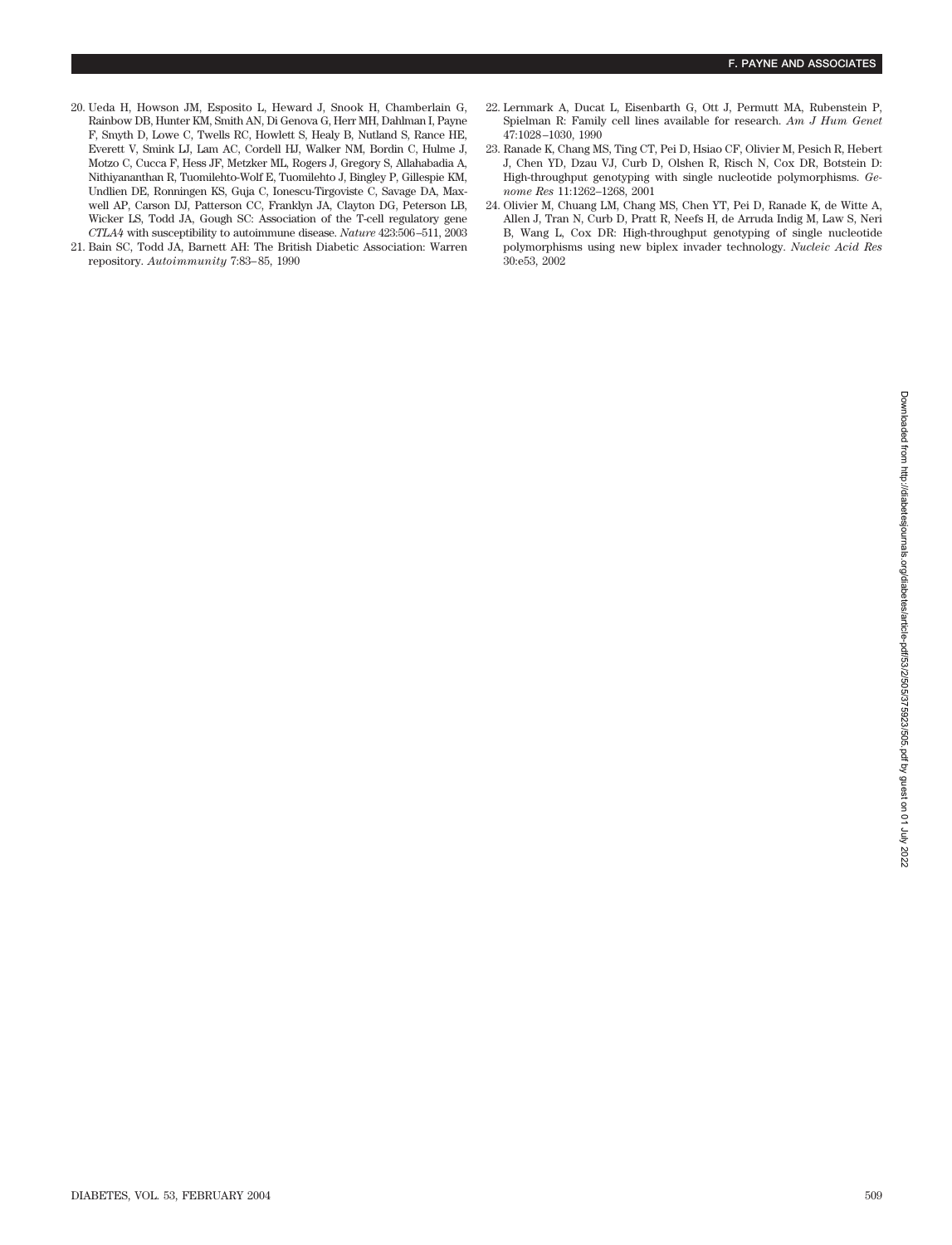20. Ueda H, Howson JM, Esposito L, Heward J, Snook H, Chamberlain G, Rainbow DB, Hunter KM, Smith AN, Di Genova G, Herr MH, Dahlman I, Payne F, Smyth D, Lowe C, Twells RC, Howlett S, Healy B, Nutland S, Rance HE, Everett V, Smink LJ, Lam AC, Cordell HJ, Walker NM, Bordin C, Hulme J, Motzo C, Cucca F, Hess JF, Metzker ML, Rogers J, Gregory S, Allahabadia A, Nithiyananthan R, Tuomilehto-Wolf E, Tuomilehto J, Bingley P, Gillespie KM, Undlien DE, Ronningen KS, Guja C, Ionescu-Tirgoviste C, Savage DA, Maxwell AP, Carson DJ, Patterson CC, Franklyn JA, Clayton DG, Peterson LB, Wicker LS, Todd JA, Gough SC: Association of the T-cell regulatory gene *CTLA4* with susceptibility to autoimmune disease. *Nature* 423:506–511, 2003
21. Bain SC, Todd JA, Barnett AH: The British Diabetic Association: Warren repository. *Autoimmunity* 7:83–85, 1990
22. Lernmark A, Ducat L, Eisenbarth G, Ott J, Permutt MA, Rubenstein P, Spielman R: Family cell lines available for research. *Am J Hum Genet* 47:1028–1030, 1990
23. Ranade K, Chang MS, Ting CT, Pei D, Hsiao CF, Olivier M, Pesich R, Hebert J, Chen YD, Dzau VJ, Curb D, Olshen R, Risch N, Cox DR, Botstein D: High-throughput genotyping with single nucleotide polymorphisms. *Genome Res* 11:1262–1268, 2001
24. Olivier M, Chuang LM, Chang MS, Chen YT, Pei D, Ranade K, de Witte A, Allen J, Tran N, Curb D, Pratt R, Neefs H, de Arruda Indig M, Law S, Neri B, Wang L, Cox DR: High-throughput genotyping of single nucleotide polymorphisms using new biplex invader technology. *Nucleic Acid Res* 30:e53, 2002